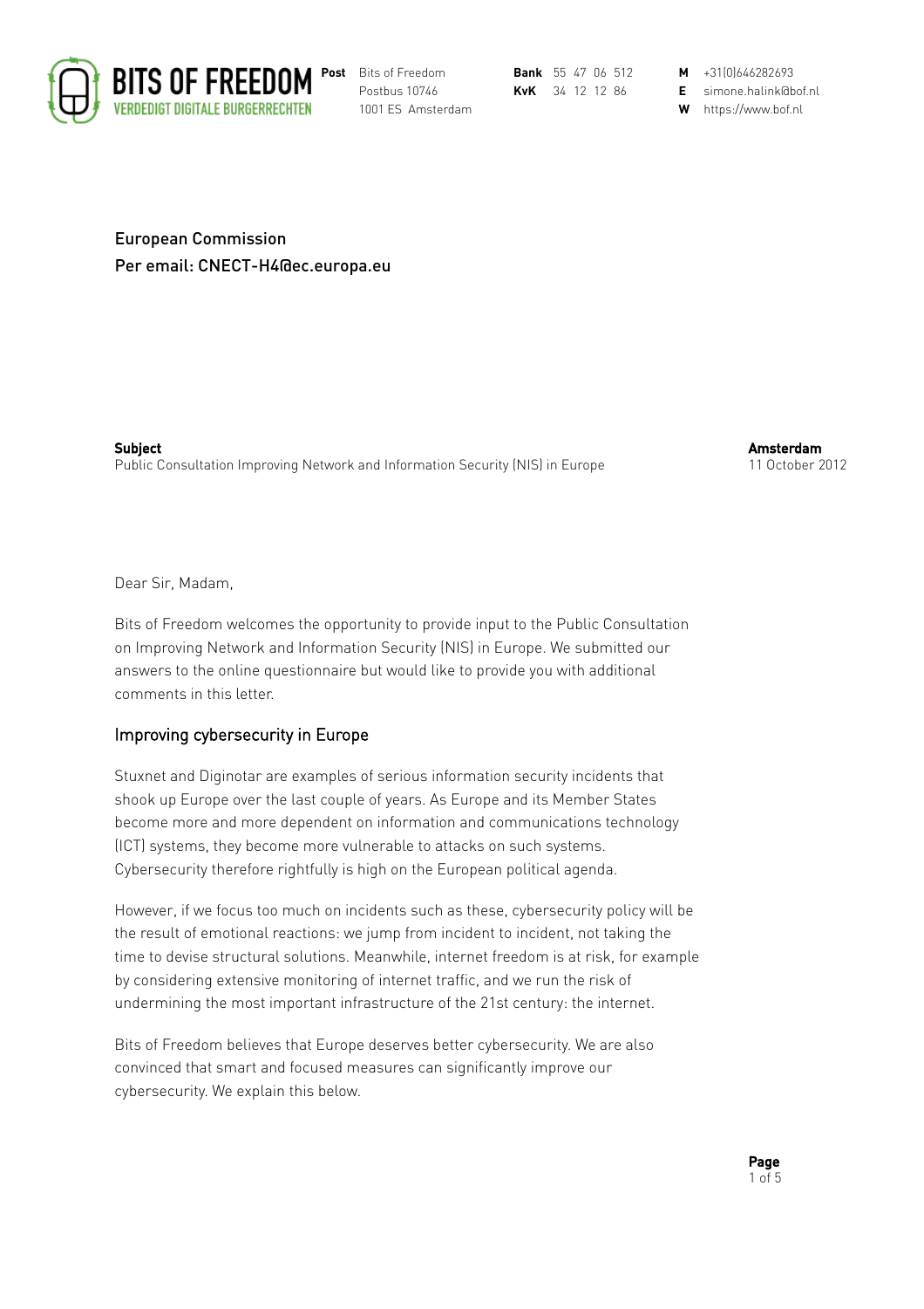**BITS OF FREEDOM**
VERDEDIGT DIGITALE BURGERRECHTEN

**Post** Bits of Freedom
Postbus 10746
1001 ES Amsterdam

**Bank** 55 47 06 512
**KvK** 34 12 12 86

**M** +31(0)646282693
**E** simone.halink@bof.nl
**W** https://www.bof.nl

European Commission
Per email: CNECT-H4@ec.europa.eu

**Subject**
Public Consultation Improving Network and Information Security (NIS) in Europe

**Amsterdam**
11 October 2012

Dear Sir, Madam,

Bits of Freedom welcomes the opportunity to provide input to the Public Consultation on Improving Network and Information Security (NIS) in Europe. We submitted our answers to the online questionnaire but would like to provide you with additional comments in this letter.

## Improving cybersecurity in Europe

Stuxnet and Diginotar are examples of serious information security incidents that shook up Europe over the last couple of years. As Europe and its Member States become more and more dependent on information and communications technology (ICT) systems, they become more vulnerable to attacks on such systems. Cybersecurity therefore rightfully is high on the European political agenda.

However, if we focus too much on incidents such as these, cybersecurity policy will be the result of emotional reactions: we jump from incident to incident, not taking the time to devise structural solutions. Meanwhile, internet freedom is at risk, for example by considering extensive monitoring of internet traffic, and we run the risk of undermining the most important infrastructure of the 21st century: the internet.

Bits of Freedom believes that Europe deserves better cybersecurity. We are also convinced that smart and focused measures can significantly improve our cybersecurity. We explain this below.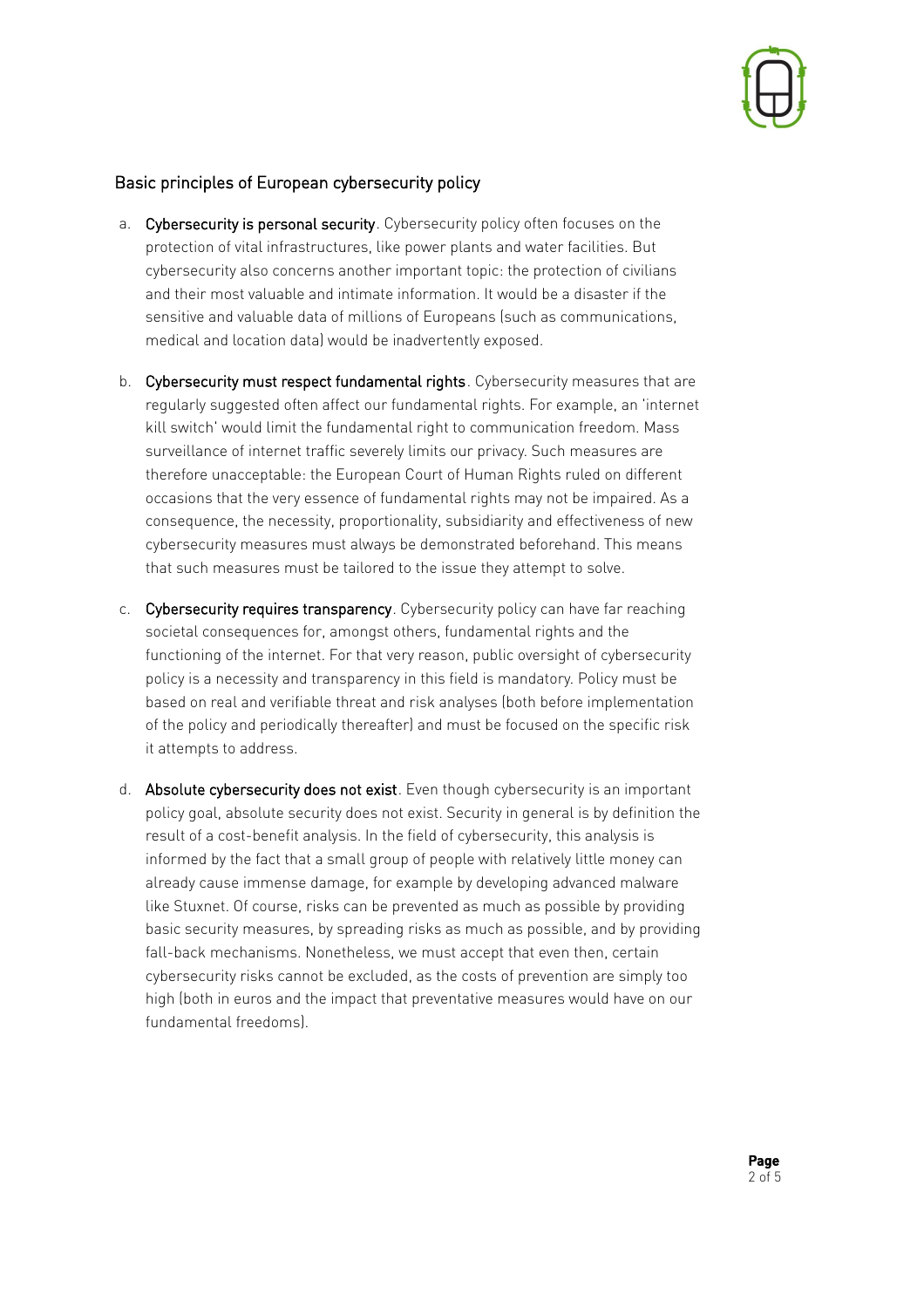## Basic principles of European cybersecurity policy

a. **Cybersecurity is personal security**. Cybersecurity policy often focuses on the protection of vital infrastructures, like power plants and water facilities. But cybersecurity also concerns another important topic: the protection of civilians and their most valuable and intimate information. It would be a disaster if the sensitive and valuable data of millions of Europeans (such as communications, medical and location data) would be inadvertently exposed.

b. **Cybersecurity must respect fundamental rights**. Cybersecurity measures that are regularly suggested often affect our fundamental rights. For example, an 'internet kill switch' would limit the fundamental right to communication freedom. Mass surveillance of internet traffic severely limits our privacy. Such measures are therefore unacceptable: the European Court of Human Rights ruled on different occasions that the very essence of fundamental rights may not be impaired. As a consequence, the necessity, proportionality, subsidiarity and effectiveness of new cybersecurity measures must always be demonstrated beforehand. This means that such measures must be tailored to the issue they attempt to solve.

c. **Cybersecurity requires transparency**. Cybersecurity policy can have far reaching societal consequences for, amongst others, fundamental rights and the functioning of the internet. For that very reason, public oversight of cybersecurity policy is a necessity and transparency in this field is mandatory. Policy must be based on real and verifiable threat and risk analyses (both before implementation of the policy and periodically thereafter) and must be focused on the specific risk it attempts to address.

d. **Absolute cybersecurity does not exist**. Even though cybersecurity is an important policy goal, absolute security does not exist. Security in general is by definition the result of a cost-benefit analysis. In the field of cybersecurity, this analysis is informed by the fact that a small group of people with relatively little money can already cause immense damage, for example by developing advanced malware like Stuxnet. Of course, risks can be prevented as much as possible by providing basic security measures, by spreading risks as much as possible, and by providing fall-back mechanisms. Nonetheless, we must accept that even then, certain cybersecurity risks cannot be excluded, as the costs of prevention are simply too high (both in euros and the impact that preventative measures would have on our fundamental freedoms).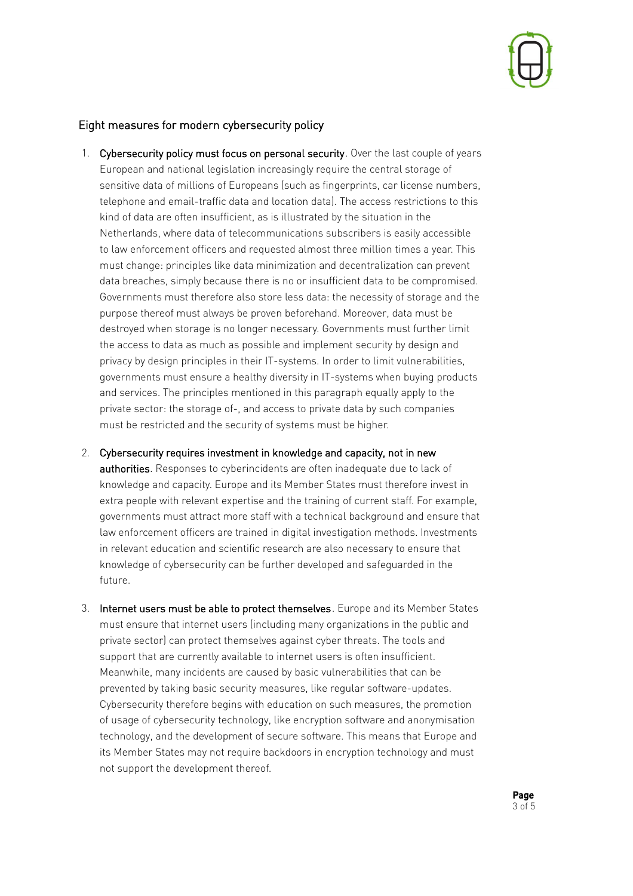## Eight measures for modern cybersecurity policy

1. **Cybersecurity policy must focus on personal security**. Over the last couple of years European and national legislation increasingly require the central storage of sensitive data of millions of Europeans (such as fingerprints, car license numbers, telephone and email-traffic data and location data). The access restrictions to this kind of data are often insufficient, as is illustrated by the situation in the Netherlands, where data of telecommunications subscribers is easily accessible to law enforcement officers and requested almost three million times a year. This must change: principles like data minimization and decentralization can prevent data breaches, simply because there is no or insufficient data to be compromised. Governments must therefore also store less data: the necessity of storage and the purpose thereof must always be proven beforehand. Moreover, data must be destroyed when storage is no longer necessary. Governments must further limit the access to data as much as possible and implement security by design and privacy by design principles in their IT-systems. In order to limit vulnerabilities, governments must ensure a healthy diversity in IT-systems when buying products and services. The principles mentioned in this paragraph equally apply to the private sector: the storage of-, and access to private data by such companies must be restricted and the security of systems must be higher.

2. **Cybersecurity requires investment in knowledge and capacity, not in new authorities**. Responses to cyberincidents are often inadequate due to lack of knowledge and capacity. Europe and its Member States must therefore invest in extra people with relevant expertise and the training of current staff. For example, governments must attract more staff with a technical background and ensure that law enforcement officers are trained in digital investigation methods. Investments in relevant education and scientific research are also necessary to ensure that knowledge of cybersecurity can be further developed and safeguarded in the future.

3. **Internet users must be able to protect themselves**. Europe and its Member States must ensure that internet users (including many organizations in the public and private sector) can protect themselves against cyber threats. The tools and support that are currently available to internet users is often insufficient. Meanwhile, many incidents are caused by basic vulnerabilities that can be prevented by taking basic security measures, like regular software-updates. Cybersecurity therefore begins with education on such measures, the promotion of usage of cybersecurity technology, like encryption software and anonymisation technology, and the development of secure software. This means that Europe and its Member States may not require backdoors in encryption technology and must not support the development thereof.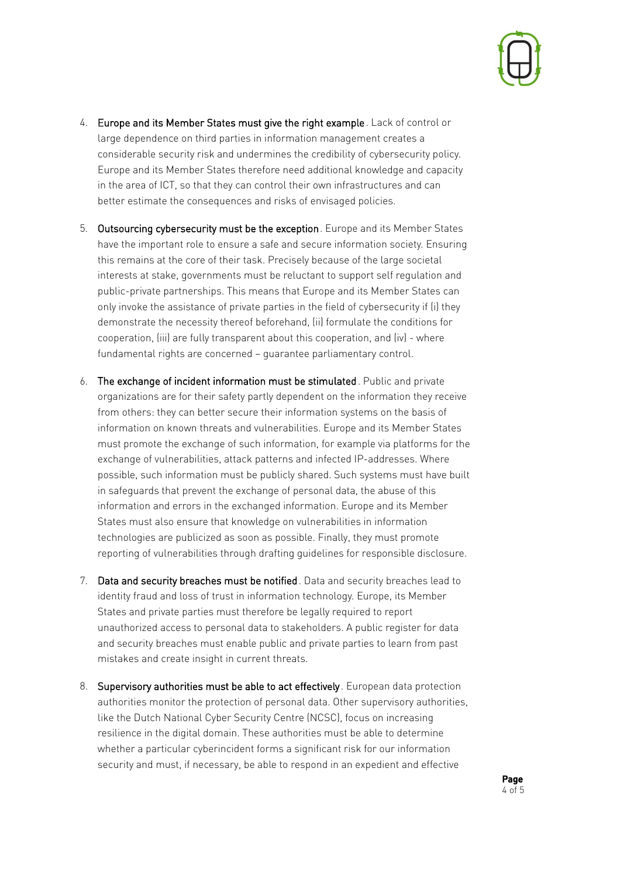4. **Europe and its Member States must give the right example**. Lack of control or large dependence on third parties in information management creates a considerable security risk and undermines the credibility of cybersecurity policy. Europe and its Member States therefore need additional knowledge and capacity in the area of ICT, so that they can control their own infrastructures and can better estimate the consequences and risks of envisaged policies.

5. **Outsourcing cybersecurity must be the exception**. Europe and its Member States have the important role to ensure a safe and secure information society. Ensuring this remains at the core of their task. Precisely because of the large societal interests at stake, governments must be reluctant to support self regulation and public-private partnerships. This means that Europe and its Member States can only invoke the assistance of private parties in the field of cybersecurity if (i) they demonstrate the necessity thereof beforehand, (ii) formulate the conditions for cooperation, (iii) are fully transparent about this cooperation, and (iv) - where fundamental rights are concerned – guarantee parliamentary control.

6. **The exchange of incident information must be stimulated**. Public and private organizations are for their safety partly dependent on the information they receive from others: they can better secure their information systems on the basis of information on known threats and vulnerabilities. Europe and its Member States must promote the exchange of such information, for example via platforms for the exchange of vulnerabilities, attack patterns and infected IP-addresses. Where possible, such information must be publicly shared. Such systems must have built in safeguards that prevent the exchange of personal data, the abuse of this information and errors in the exchanged information. Europe and its Member States must also ensure that knowledge on vulnerabilities in information technologies are publicized as soon as possible. Finally, they must promote reporting of vulnerabilities through drafting guidelines for responsible disclosure.

7. **Data and security breaches must be notified**. Data and security breaches lead to identity fraud and loss of trust in information technology. Europe, its Member States and private parties must therefore be legally required to report unauthorized access to personal data to stakeholders. A public register for data and security breaches must enable public and private parties to learn from past mistakes and create insight in current threats.

8. **Supervisory authorities must be able to act effectively**. European data protection authorities monitor the protection of personal data. Other supervisory authorities, like the Dutch National Cyber Security Centre (NCSC), focus on increasing resilience in the digital domain. These authorities must be able to determine whether a particular cyberincident forms a significant risk for our information security and must, if necessary, be able to respond in an expedient and effective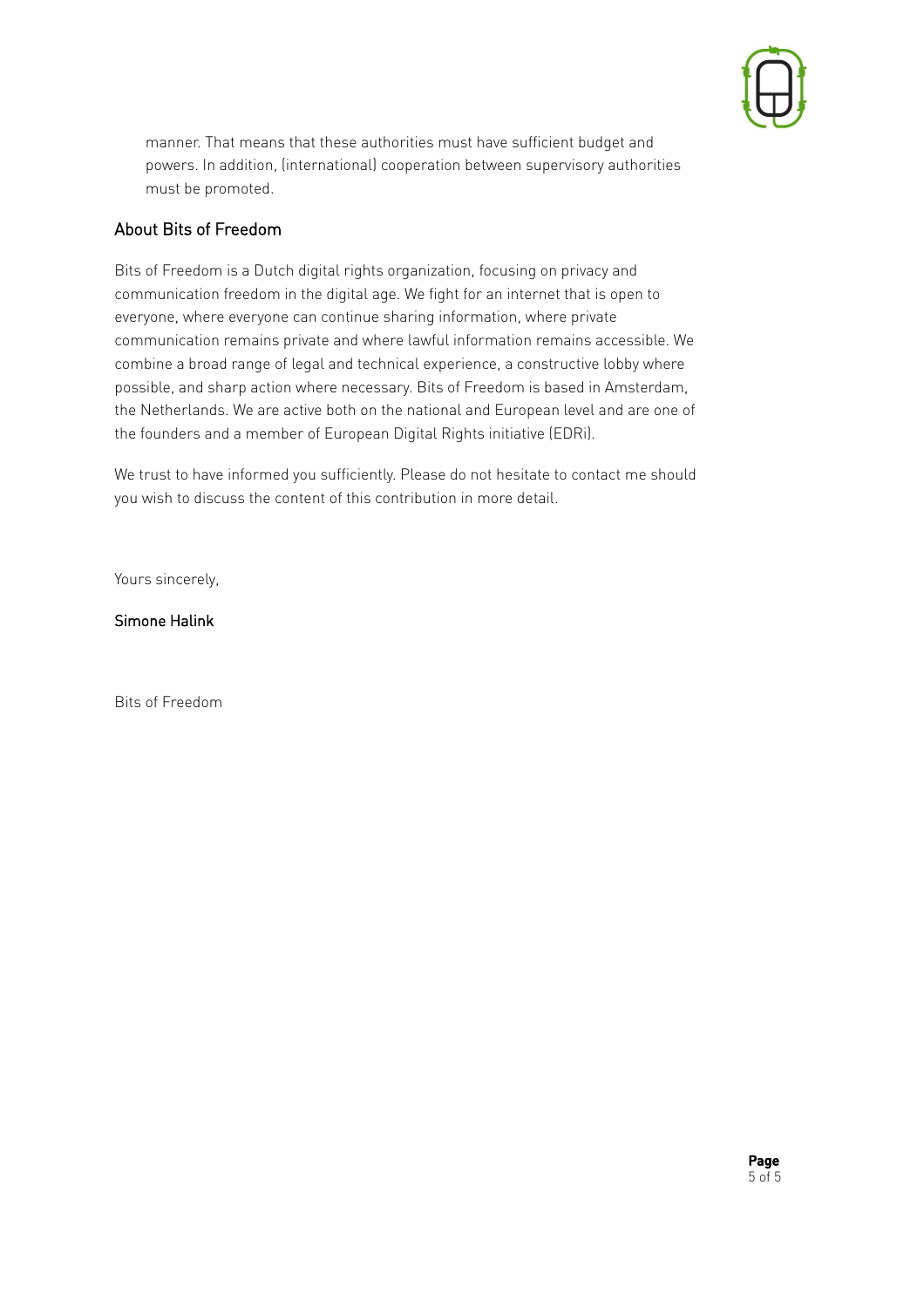manner. That means that these authorities must have sufficient budget and powers. In addition, (international) cooperation between supervisory authorities must be promoted.

## About Bits of Freedom

Bits of Freedom is a Dutch digital rights organization, focusing on privacy and communication freedom in the digital age. We fight for an internet that is open to everyone, where everyone can continue sharing information, where private communication remains private and where lawful information remains accessible. We combine a broad range of legal and technical experience, a constructive lobby where possible, and sharp action where necessary. Bits of Freedom is based in Amsterdam, the Netherlands. We are active both on the national and European level and are one of the founders and a member of European Digital Rights initiative (EDRi).

We trust to have informed you sufficiently. Please do not hesitate to contact me should you wish to discuss the content of this contribution in more detail.

Yours sincerely,

Simone Halink

Bits of Freedom